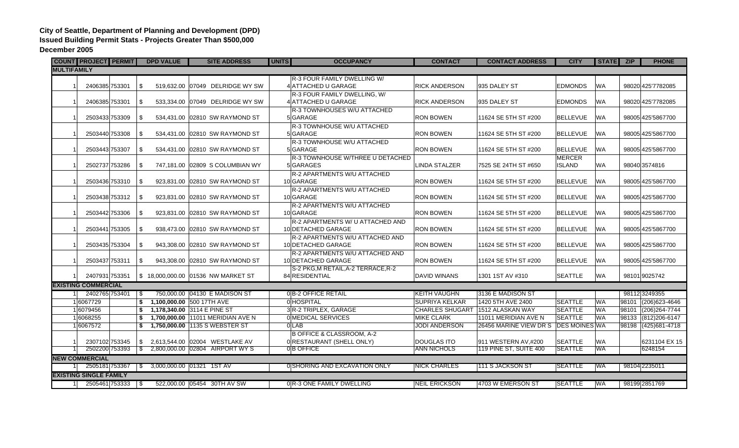**City of Seattle, Department of Planning and Development (DPD)**
**Issued Building Permit Stats - Projects Greater Than $500,000**
**December 2005**

| COUNT | PROJECT | PERMIT | DPD VALUE | SITE ADDRESS | UNITS | OCCUPANCY | CONTACT | CONTACT ADDRESS | CITY | STATE | ZIP | PHONE |
|---|---|---|---|---|---|---|---|---|---|---|---|---|
| **MULTIFAMILY** | | | | | | | | | | | | |
| 1 | 2406385 | 753301 | $ 519,632.00 | 07049 DELRIDGE WY SW | 4 | R-3 FOUR FAMILY DWELLING W/ ATTACHED U GARAGE | RICK ANDERSON | 935 DALEY ST | EDMONDS | WA | 98020 | 425'7782085 |
| 1 | 2406385 | 753301 | $ 533,334.00 | 07049 DELRIDGE WY SW | 4 | R-3 FOUR FAMILY DWELLING, W/ ATTACHED U GARAGE | RICK ANDERSON | 935 DALEY ST | EDMONDS | WA | 98020 | 425'7782085 |
| 1 | 2503433 | 753309 | $ 534,431.00 | 02810 SW RAYMOND ST | 5 | R-3 TOWNHOUSES W/U ATTACHED GARAGE | RON BOWEN | 11624 SE 5TH ST #200 | BELLEVUE | WA | 98005 | 425'5867700 |
| 1 | 2503440 | 753308 | $ 534,431.00 | 02810 SW RAYMOND ST | 5 | R-3 TOWNHOUSE W/U ATTACHED GARAGE | RON BOWEN | 11624 SE 5TH ST #200 | BELLEVUE | WA | 98005 | 425'5867700 |
| 1 | 2503443 | 753307 | $ 534,431.00 | 02810 SW RAYMOND ST | 5 | R-3 TOWNHOUSE W/U ATTACHED GARAGE | RON BOWEN | 11624 SE 5TH ST #200 | BELLEVUE | WA | 98005 | 425'5867700 |
| 1 | 2502737 | 753286 | $ 747,181.00 | 02809 S COLUMBIAN WY | 5 | R-3 TOWNHOUSE W/THREE U DETACHED GARAGES | LINDA STALZER | 7525 SE 24TH ST #650 | MERCER ISLAND | WA | 98040 | 3574816 |
| 1 | 2503436 | 753310 | $ 923,831.00 | 02810 SW RAYMOND ST | 10 | R-2 APARTMENTS W/U ATTACHED GARAGE | RON BOWEN | 11624 SE 5TH ST #200 | BELLEVUE | WA | 98005 | 425'5867700 |
| 1 | 2503438 | 753312 | $ 923,831.00 | 02810 SW RAYMOND ST | 10 | R-2 APARTMENTS W/U ATTACHED GARAGE | RON BOWEN | 11624 SE 5TH ST #200 | BELLEVUE | WA | 98005 | 425'5867700 |
| 1 | 2503442 | 753306 | $ 923,831.00 | 02810 SW RAYMOND ST | 10 | R-2 APARTMENTS W/U ATTACHED GARAGE | RON BOWEN | 11624 SE 5TH ST #200 | BELLEVUE | WA | 98005 | 425'5867700 |
| 1 | 2503441 | 753305 | $ 938,473.00 | 02810 SW RAYMOND ST | 10 | R-2 APARTMENTS W/ U ATTACHED AND DETACHED GARAGE | RON BOWEN | 11624 SE 5TH ST #200 | BELLEVUE | WA | 98005 | 425'5867700 |
| 1 | 2503435 | 753304 | $ 943,308.00 | 02810 SW RAYMOND ST | 10 | R-2 APARTMENTS W/U ATTACHED AND DETACHED GARAGE | RON BOWEN | 11624 SE 5TH ST #200 | BELLEVUE | WA | 98005 | 425'5867700 |
| 1 | 2503437 | 753311 | $ 943,308.00 | 02810 SW RAYMOND ST | 10 | R-2 APARTMENTS W/U ATTACHED AND DETACHED GARAGE | RON BOWEN | 11624 SE 5TH ST #200 | BELLEVUE | WA | 98005 | 425'5867700 |
| 1 | 2407931 | 753351 | $ 18,000,000.00 | 01536 NW MARKET ST | 84 | S-2 PKG,M RETAIL,A-2 TERRACE,R-2 RESIDENTIAL | DAVID WINANS | 1301 1ST AV #310 | SEATTLE | WA | 98101 | 9025742 |
| **EXISTING COMMERCIAL** | | | | | | | | | | | | |
| 1 | 2402765 | 753401 | $ 750,000.00 | 04130 E MADISON ST | 0 | B-2 OFFICE RETAIL | KEITH VAUGHN | 3136 E MADISON ST | | | 98112 | 3249355 |
| 1 | 6067729 | | **$ 1,100,000.00** | 500 17TH AVE | 0 | HOSPITAL | SUPRIYA KELKAR | 1420 5TH AVE 2400 | SEATTLE | WA | 98101 | (206)623-4646 |
| 1 | 6079456 | | **$ 1,178,340.00** | 3114 E PINE ST | 3 | R-2 TRIPLEX, GARAGE | CHARLES SHUGART | 1512 ALASKAN WAY | SEATTLE | WA | 98101 | (206)264-7744 |
| 1 | 6068255 | | **$ 1,700,000.00** | 11011 MERIDIAN AVE N | 0 | MEDICAL SERVICES | MIKE CLARK | 11011 MERIDIAN AVE N | SEATTLE | WA | 98133 | (812)206-6147 |
| 1 | 6067572 | | **$ 1,750,000.00** | 1135 S WEBSTER ST | 0 | LAB | JODI ANDERSON | 26456 MARINE VIEW DR S | DES MOINES | WA | 98198 | (425)681-4718 |
| 1 | 2307102 | 753345 | $ 2,613,544.00 | 02004 WESTLAKE AV | 0 | B OFFICE & CLASSROOM, A-2 RESTAURANT (SHELL ONLY) | DOUGLAS ITO | 911 WESTERN AV,#200 | SEATTLE | WA | | 6231104 EX 15 |
| 1 | 2502200 | 753393 | $ 2,800,000.00 | 02804 AIRPORT WY S | 0 | B OFFICE | ANN NICHOLS | 119 PINE ST, SUITE 400 | SEATTLE | WA | | 6248154 |
| **NEW COMMERCIAL** | | | | | | | | | | | | |
| 1 | 2505181 | 753367 | $ 3,000,000.00 | 01321 1ST AV | 0 | SHORING AND EXCAVATION ONLY | NICK CHARLES | 111 S JACKSON ST | SEATTLE | WA | 98104 | 2235011 |
| **EXISTING SINGLE FAMILY** | | | | | | | | | | | | |
| 1 | 2505461 | 753333 | $ 522,000.00 | 05454 30TH AV SW | 0 | R-3 ONE FAMILY DWELLING | NEIL ERICKSON | 4703 W EMERSON ST | SEATTLE | WA | 98199 | 2851769 |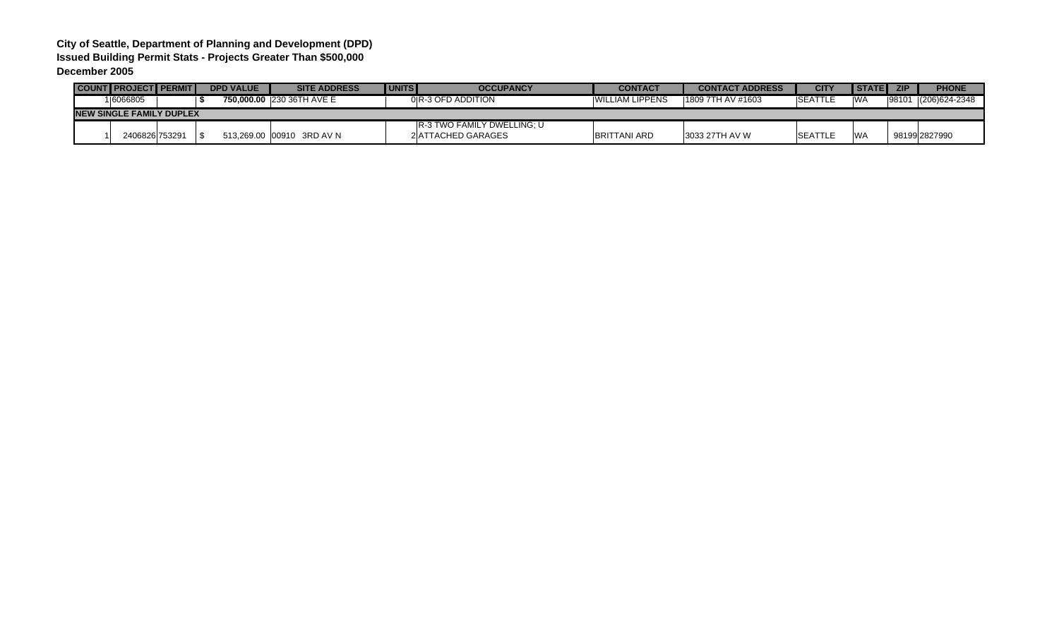**City of Seattle, Department of Planning and Development (DPD)**
**Issued Building Permit Stats - Projects Greater Than $500,000**
**December 2005**

| COUNT | PROJECT | PERMIT | DPD VALUE | SITE ADDRESS | UNITS | OCCUPANCY | CONTACT | CONTACT ADDRESS | CITY | STATE | ZIP | PHONE |
|---|---|---|---|---|---|---|---|---|---|---|---|---|
| 1 | 6066805 | | **$ 750,000.00** | 230 36TH AVE E | 0 | R-3 OFD ADDITION | WILLIAM LIPPENS | 1809 7TH AV #1603 | SEATTLE | WA | 98101 | (206)624-2348 |
| **NEW SINGLE FAMILY DUPLEX** | | | | | | | | | | | | |
| 1 | 2406826 | 753291 | $ 513,269.00 | 00910 3RD AV N | 2 | R-3 TWO FAMILY DWELLING; U ATTACHED GARAGES | BRITTANI ARD | 3033 27TH AV W | SEATTLE | WA | 98199 | 2827990 |